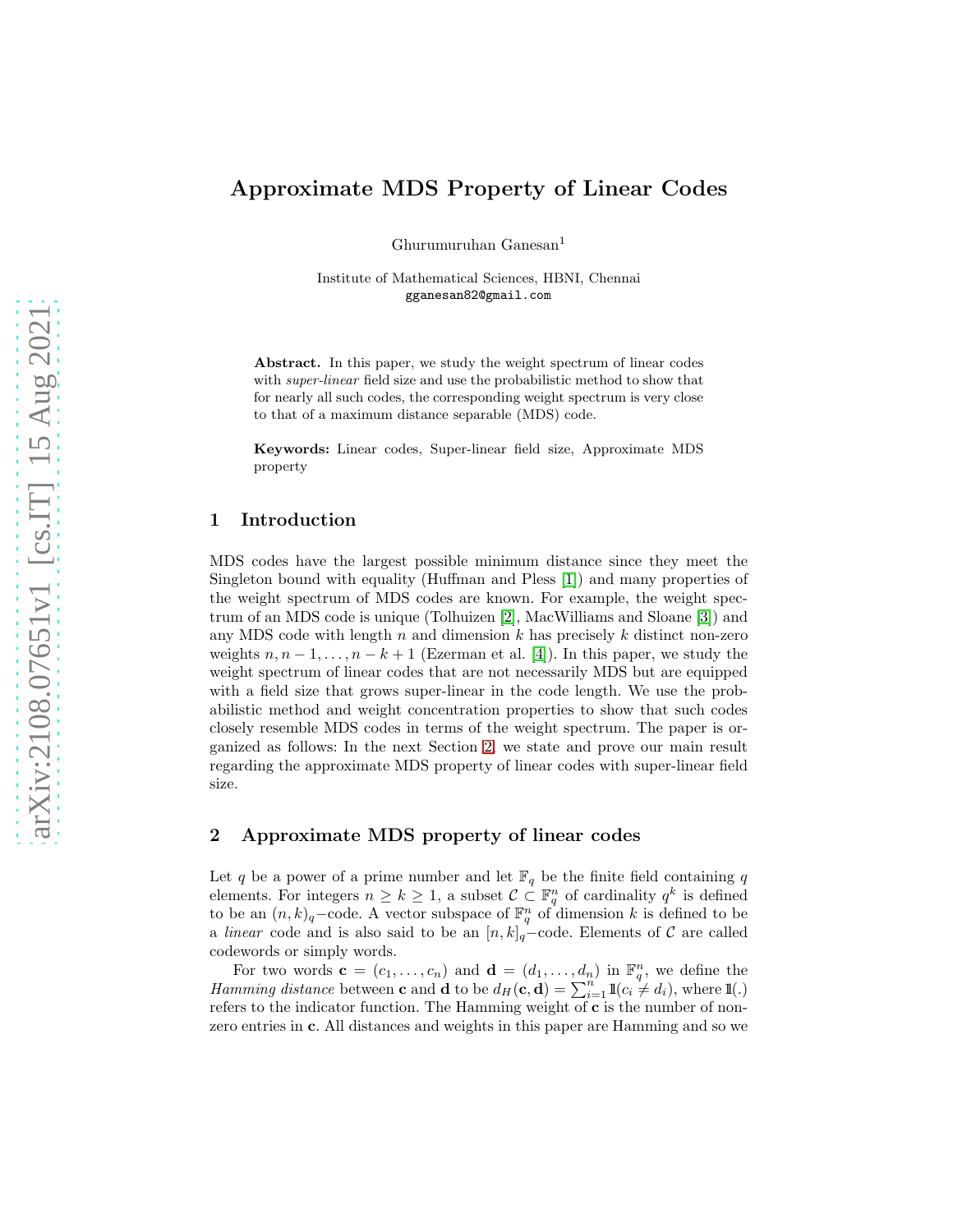# Approximate MDS Property of Linear Codes

Ghurumuruhan Ganesan[1]

Institute of Mathematical Sciences, HBNI, Chennai
gganesan82@gmail.com

**Abstract.** In this paper, we study the weight spectrum of linear codes with *super-linear* field size and use the probabilistic method to show that for nearly all such codes, the corresponding weight spectrum is very close to that of a maximum distance separable (MDS) code.

**Keywords:** Linear codes, Super-linear field size, Approximate MDS property

## 1 Introduction

MDS codes have the largest possible minimum distance since they meet the Singleton bound with equality (Huffman and Pless [1]) and many properties of the weight spectrum of MDS codes are known. For example, the weight spectrum of an MDS code is unique (Tolhuizen [2], MacWilliams and Sloane [3]) and any MDS code with length $n$ and dimension $k$ has precisely $k$ distinct non-zero weights $n, n-1, \ldots, n-k+1$ (Ezerman et al. [4]). In this paper, we study the weight spectrum of linear codes that are not necessarily MDS but are equipped with a field size that grows super-linear in the code length. We use the probabilistic method and weight concentration properties to show that such codes closely resemble MDS codes in terms of the weight spectrum. The paper is organized as follows: In the next Section 2, we state and prove our main result regarding the approximate MDS property of linear codes with super-linear field size.

## 2 Approximate MDS property of linear codes

Let $q$ be a power of a prime number and let $\mathbb{F}_q$ be the finite field containing $q$ elements. For integers $n \geq k \geq 1$, a subset $\mathcal{C} \subset \mathbb{F}_q^n$ of cardinality $q^k$ is defined to be an $(n,k)_q-$code. A vector subspace of $\mathbb{F}_q^n$ of dimension $k$ is defined to be a *linear* code and is also said to be an $[n,k]_q-$code. Elements of $\mathcal{C}$ are called codewords or simply words.

For two words $\mathbf{c} = (c_1, \ldots, c_n)$ and $\mathbf{d} = (d_1, \ldots, d_n)$ in $\mathbb{F}_q^n$, we define the *Hamming distance* between $\mathbf{c}$ and $\mathbf{d}$ to be $d_H(\mathbf{c}, \mathbf{d}) = \sum_{i=1}^{n} 1\!\!1(c_i \neq d_i)$, where $1\!\!1(.)$ refers to the indicator function. The Hamming weight of $\mathbf{c}$ is the number of non-zero entries in $\mathbf{c}$. All distances and weights in this paper are Hamming and so we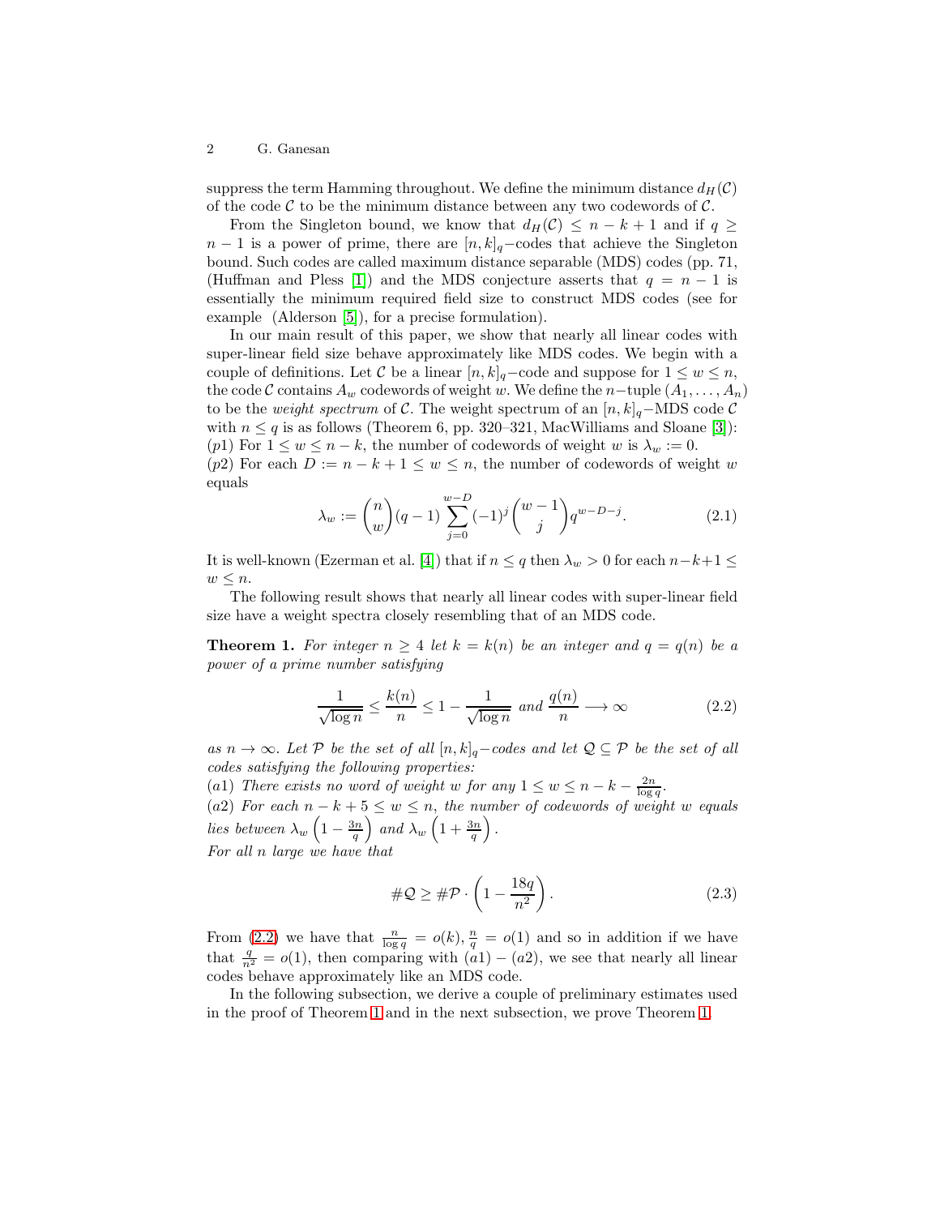suppress the term Hamming throughout. We define the minimum distance $d_H(\mathcal{C})$ of the code $\mathcal{C}$ to be the minimum distance between any two codewords of $\mathcal{C}$.

From the Singleton bound, we know that $d_H(\mathcal{C}) \leq n-k+1$ and if $q \geq n-1$ is a power of prime, there are $[n,k]_q-$codes that achieve the Singleton bound. Such codes are called maximum distance separable (MDS) codes (pp. 71, (Huffman and Pless [1]) and the MDS conjecture asserts that $q = n-1$ is essentially the minimum required field size to construct MDS codes (see for example (Alderson [5]), for a precise formulation).

In our main result of this paper, we show that nearly all linear codes with super-linear field size behave approximately like MDS codes. We begin with a couple of definitions. Let $\mathcal{C}$ be a linear $[n,k]_q-$code and suppose for $1 \leq w \leq n$, the code $\mathcal{C}$ contains $A_w$ codewords of weight $w$. We define the $n-$tuple $(A_1,\ldots,A_n)$ to be the *weight spectrum* of $\mathcal{C}$. The weight spectrum of an $[n,k]_q-$MDS code $\mathcal{C}$ with $n \leq q$ is as follows (Theorem 6, pp. 320–321, MacWilliams and Sloane [3]):
$(p1)$ For $1 \leq w \leq n-k$, the number of codewords of weight $w$ is $\lambda_w := 0$.
$(p2)$ For each $D := n-k+1 \leq w \leq n$, the number of codewords of weight $w$ equals

$$\lambda_w := \binom{n}{w}(q-1)\sum_{j=0}^{w-D}(-1)^j\binom{w-1}{j}q^{w-D-j}. \tag{2.1}$$

It is well-known (Ezerman et al. [4]) that if $n \leq q$ then $\lambda_w > 0$ for each $n-k+1 \leq w \leq n$.

The following result shows that nearly all linear codes with super-linear field size have a weight spectra closely resembling that of an MDS code.

**Theorem 1.** *For integer $n \geq 4$ let $k = k(n)$ be an integer and $q = q(n)$ be a power of a prime number satisfying*

$$\frac{1}{\sqrt{\log n}} \leq \frac{k(n)}{n} \leq 1 - \frac{1}{\sqrt{\log n}} \text{ and } \frac{q(n)}{n} \longrightarrow \infty \tag{2.2}$$

*as $n \to \infty$. Let $\mathcal{P}$ be the set of all $[n,k]_q-$codes and let $\mathcal{Q} \subseteq \mathcal{P}$ be the set of all codes satisfying the following properties:*
*$(a1)$ There exists no word of weight $w$ for any $1 \leq w \leq n-k-\frac{2n}{\log q}$.*
*$(a2)$ For each $n-k+5 \leq w \leq n$, the number of codewords of weight $w$ equals lies between $\lambda_w\left(1-\frac{3n}{q}\right)$ and $\lambda_w\left(1+\frac{3n}{q}\right)$.*
*For all $n$ large we have that*

$$\#\mathcal{Q} \geq \#\mathcal{P}\cdot\left(1-\frac{18q}{n^2}\right). \tag{2.3}$$

From (2.2) we have that $\frac{n}{\log q} = o(k), \frac{n}{q} = o(1)$ and so in addition if we have that $\frac{q}{n^2} = o(1)$, then comparing with $(a1)-(a2)$, we see that nearly all linear codes behave approximately like an MDS code.

In the following subsection, we derive a couple of preliminary estimates used in the proof of Theorem 1 and in the next subsection, we prove Theorem 1.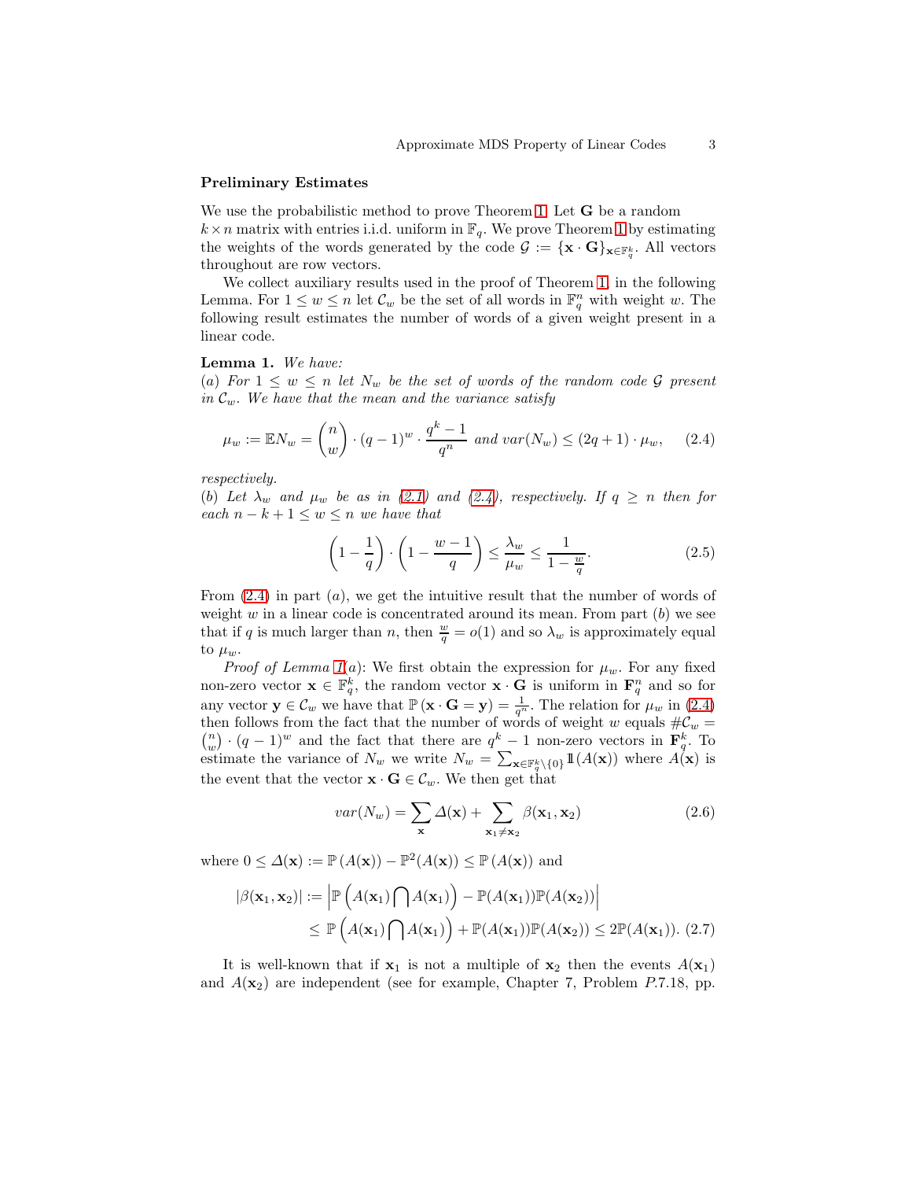**Preliminary Estimates**

We use the probabilistic method to prove Theorem 1. Let $\mathbf{G}$ be a random $k \times n$ matrix with entries i.i.d. uniform in $\mathbb{F}_q$. We prove Theorem 1 by estimating the weights of the words generated by the code $\mathcal{G} := \{\mathbf{x} \cdot \mathbf{G}\}_{\mathbf{x} \in \mathbb{F}_q^k}$. All vectors throughout are row vectors.

We collect auxiliary results used in the proof of Theorem 1, in the following Lemma. For $1 \leq w \leq n$ let $\mathcal{C}_w$ be the set of all words in $\mathbb{F}_q^n$ with weight $w$. The following result estimates the number of words of a given weight present in a linear code.

**Lemma 1.** *We have:*
$(a)$ *For $1 \leq w \leq n$ let $N_w$ be the set of words of the random code $\mathcal{G}$ present in $\mathcal{C}_w$. We have that the mean and the variance satisfy*

$$\mu_w := \mathbb{E}N_w = \binom{n}{w} \cdot (q-1)^w \cdot \frac{q^k - 1}{q^n} \text{ and } var(N_w) \leq (2q+1) \cdot \mu_w, \quad (2.4)$$

*respectively.*
$(b)$ *Let $\lambda_w$ and $\mu_w$ be as in (2.1) and (2.4), respectively. If $q \geq n$ then for each $n - k + 1 \leq w \leq n$ we have that*

$$\left(1 - \frac{1}{q}\right) \cdot \left(1 - \frac{w-1}{q}\right) \leq \frac{\lambda_w}{\mu_w} \leq \frac{1}{1 - \frac{w}{q}}. \quad (2.5)$$

From (2.4) in part $(a)$, we get the intuitive result that the number of words of weight $w$ in a linear code is concentrated around its mean. From part $(b)$ we see that if $q$ is much larger than $n$, then $\frac{w}{q} = o(1)$ and so $\lambda_w$ is approximately equal to $\mu_w$.

*Proof of Lemma 1(a)*: We first obtain the expression for $\mu_w$. For any fixed non-zero vector $\mathbf{x} \in \mathbb{F}_q^k$, the random vector $\mathbf{x} \cdot \mathbf{G}$ is uniform in $\mathbf{F}_q^n$ and so for any vector $\mathbf{y} \in \mathcal{C}_w$ we have that $\mathbb{P}(\mathbf{x} \cdot \mathbf{G} = \mathbf{y}) = \frac{1}{q^n}$. The relation for $\mu_w$ in (2.4) then follows from the fact that the number of words of weight $w$ equals $\#\mathcal{C}_w = \binom{n}{w} \cdot (q-1)^w$ and the fact that there are $q^k - 1$ non-zero vectors in $\mathbf{F}_q^k$. To estimate the variance of $N_w$ we write $N_w = \sum_{\mathbf{x} \in \mathbb{F}_q^k \setminus \{0\}} \mathbb{1}(A(\mathbf{x}))$ where $A(\mathbf{x})$ is the event that the vector $\mathbf{x} \cdot \mathbf{G} \in \mathcal{C}_w$. We then get that

$$var(N_w) = \sum_{\mathbf{x}} \Delta(\mathbf{x}) + \sum_{\mathbf{x}_1 \neq \mathbf{x}_2} \beta(\mathbf{x}_1, \mathbf{x}_2) \quad (2.6)$$

where $0 \leq \Delta(\mathbf{x}) := \mathbb{P}(A(\mathbf{x})) - \mathbb{P}^2(A(\mathbf{x})) \leq \mathbb{P}(A(\mathbf{x}))$ and

$$\begin{aligned} |\beta(\mathbf{x}_1, \mathbf{x}_2)| &:= \left| \mathbb{P}\left(A(\mathbf{x}_1) \bigcap A(\mathbf{x}_1)\right) - \mathbb{P}(A(\mathbf{x}_1))\mathbb{P}(A(\mathbf{x}_2)) \right| \\ &\leq \mathbb{P}\left(A(\mathbf{x}_1) \bigcap A(\mathbf{x}_1)\right) + \mathbb{P}(A(\mathbf{x}_1))\mathbb{P}(A(\mathbf{x}_2)) \leq 2\mathbb{P}(A(\mathbf{x}_1)). \quad (2.7) \end{aligned}$$

It is well-known that if $\mathbf{x}_1$ is not a multiple of $\mathbf{x}_2$ then the events $A(\mathbf{x}_1)$ and $A(\mathbf{x}_2)$ are independent (see for example, Chapter 7, Problem $P.7.18$, pp.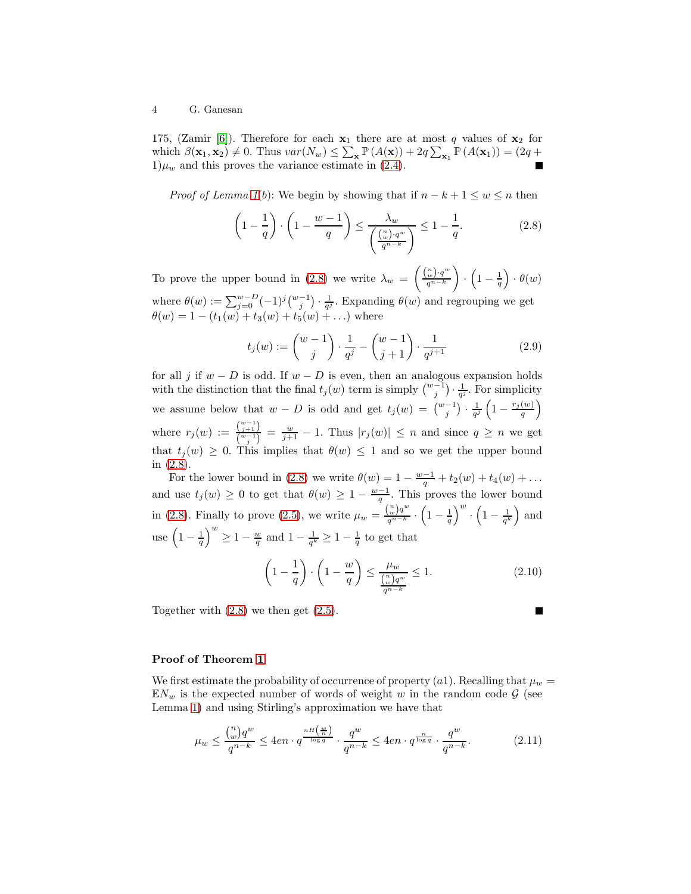175, (Zamir [6]). Therefore for each $\mathbf{x}_1$ there are at most $q$ values of $\mathbf{x}_2$ for which $\beta(\mathbf{x}_1, \mathbf{x}_2) \neq 0$. Thus $var(N_w) \leq \sum_{\mathbf{x}} \mathbb{P}(A(\mathbf{x})) + 2q \sum_{\mathbf{x}_1} \mathbb{P}(A(\mathbf{x}_1)) = (2q+1)\mu_w$ and this proves the variance estimate in (2.4). ■

*Proof of Lemma 1(b)*: We begin by showing that if $n-k+1 \leq w \leq n$ then

$$\left(1 - \frac{1}{q}\right) \cdot \left(1 - \frac{w-1}{q}\right) \leq \frac{\lambda_w}{\left(\frac{\binom{n}{w} \cdot q^w}{q^{n-k}}\right)} \leq 1 - \frac{1}{q}. \tag{2.8}$$

To prove the upper bound in (2.8) we write $\lambda_w = \left(\frac{\binom{n}{w} \cdot q^w}{q^{n-k}}\right) \cdot \left(1 - \frac{1}{q}\right) \cdot \theta(w)$ where $\theta(w) := \sum_{j=0}^{w-D} (-1)^j \binom{w-1}{j} \cdot \frac{1}{q^j}$. Expanding $\theta(w)$ and regrouping we get $\theta(w) = 1 - (t_1(w) + t_3(w) + t_5(w) + \ldots)$ where

$$t_j(w) := \binom{w-1}{j} \cdot \frac{1}{q^j} - \binom{w-1}{j+1} \cdot \frac{1}{q^{j+1}} \tag{2.9}$$

for all $j$ if $w-D$ is odd. If $w-D$ is even, then an analogous expansion holds with the distinction that the final $t_j(w)$ term is simply $\binom{w-1}{j} \cdot \frac{1}{q^j}$. For simplicity we assume below that $w-D$ is odd and get $t_j(w) = \binom{w-1}{j} \cdot \frac{1}{q^j} \left(1 - \frac{r_j(w)}{q}\right)$ where $r_j(w) := \frac{\binom{w-1}{j+1}}{\binom{w-1}{j}} = \frac{w}{j+1} - 1$. Thus $|r_j(w)| \leq n$ and since $q \geq n$ we get that $t_j(w) \geq 0$. This implies that $\theta(w) \leq 1$ and so we get the upper bound in (2.8).

For the lower bound in (2.8) we write $\theta(w) = 1 - \frac{w-1}{q} + t_2(w) + t_4(w) + \ldots$ and use $t_j(w) \geq 0$ to get that $\theta(w) \geq 1 - \frac{w-1}{q}$. This proves the lower bound in (2.8). Finally to prove (2.5), we write $\mu_w = \frac{\binom{n}{w} q^w}{q^{n-k}} \cdot \left(1 - \frac{1}{q}\right)^w \cdot \left(1 - \frac{1}{q^k}\right)$ and use $\left(1 - \frac{1}{q}\right)^w \geq 1 - \frac{w}{q}$ and $1 - \frac{1}{q^k} \geq 1 - \frac{1}{q}$ to get that

$$\left(1 - \frac{1}{q}\right) \cdot \left(1 - \frac{w}{q}\right) \leq \frac{\mu_w}{\frac{\binom{n}{w} q^w}{q^{n-k}}} \leq 1. \tag{2.10}$$

Together with (2.8) we then get (2.5). ■

**Proof of Theorem 1**

We first estimate the probability of occurrence of property $(a1)$. Recalling that $\mu_w = \mathbb{E}N_w$ is the expected number of words of weight $w$ in the random code $\mathcal{G}$ (see Lemma 1) and using Stirling's approximation we have that

$$\mu_w \leq \frac{\binom{n}{w} q^w}{q^{n-k}} \leq 4en \cdot q^{\frac{nH\left(\frac{w}{n}\right)}{\log q}} \cdot \frac{q^w}{q^{n-k}} \leq 4en \cdot q^{\frac{n}{\log q}} \cdot \frac{q^w}{q^{n-k}}. \tag{2.11}$$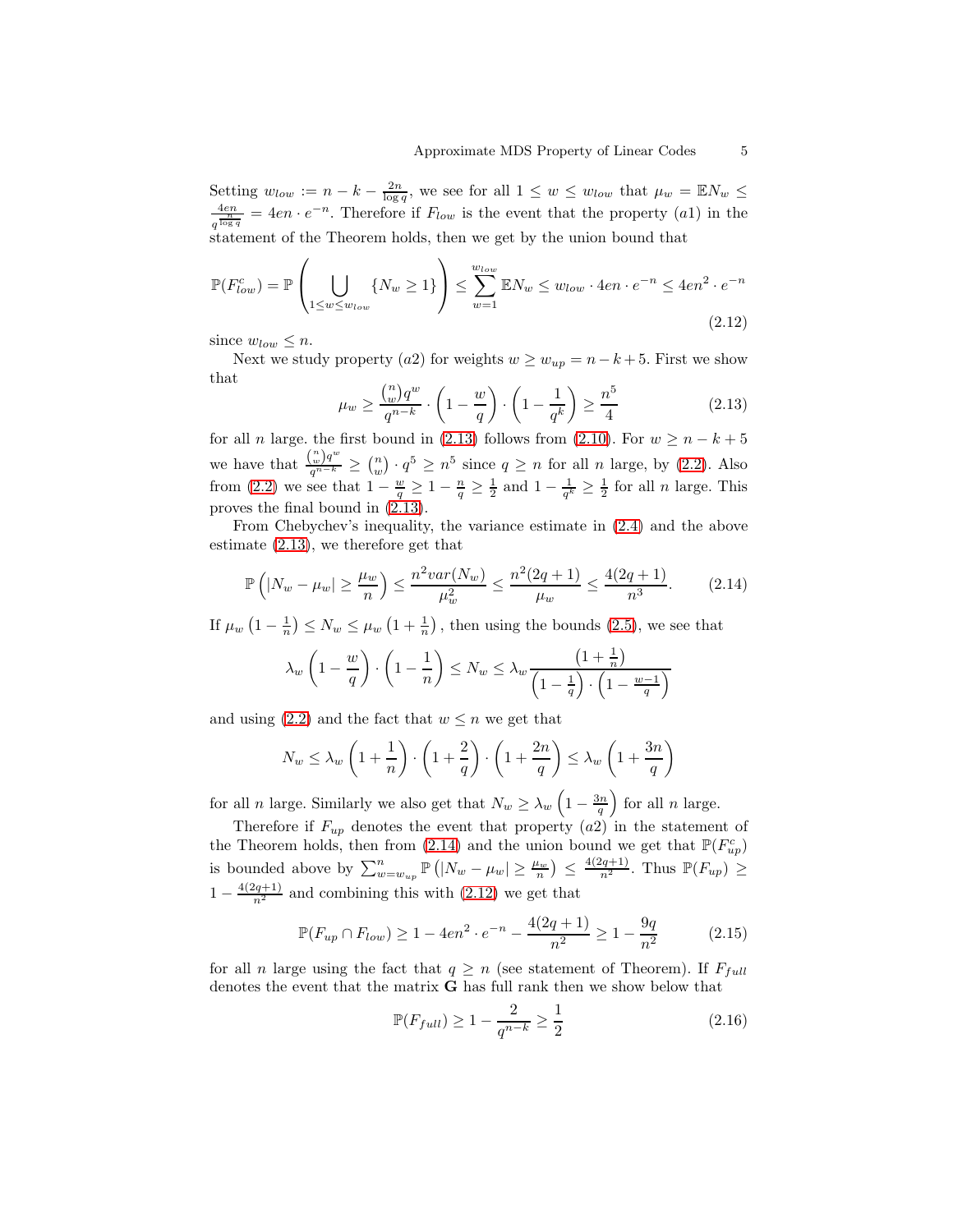Setting $w_{low} := n - k - \frac{2n}{\log q}$, we see for all $1 \leq w \leq w_{low}$ that $\mu_w = \mathbb{E}N_w \leq \frac{4en}{q^{\frac{n}{\log q}}} = 4en \cdot e^{-n}$. Therefore if $F_{low}$ is the event that the property $(a1)$ in the statement of the Theorem holds, then we get by the union bound that

$$\mathbb{P}(F_{low}^c) = \mathbb{P}\left(\bigcup_{1 \leq w \leq w_{low}} \{N_w \geq 1\}\right) \leq \sum_{w=1}^{w_{low}} \mathbb{E}N_w \leq w_{low} \cdot 4en \cdot e^{-n} \leq 4en^2 \cdot e^{-n} \tag{2.12}$$

since $w_{low} \leq n$.

Next we study property $(a2)$ for weights $w \geq w_{up} = n - k + 5$. First we show that

$$\mu_w \geq \frac{\binom{n}{w} q^w}{q^{n-k}} \cdot \left(1 - \frac{w}{q}\right) \cdot \left(1 - \frac{1}{q^k}\right) \geq \frac{n^5}{4} \tag{2.13}$$

for all $n$ large. the first bound in (2.13) follows from (2.10). For $w \geq n - k + 5$ we have that $\frac{\binom{n}{w} q^w}{q^{n-k}} \geq \binom{n}{w} \cdot q^5 \geq n^5$ since $q \geq n$ for all $n$ large, by (2.2). Also from (2.2) we see that $1 - \frac{w}{q} \geq 1 - \frac{n}{q} \geq \frac{1}{2}$ and $1 - \frac{1}{q^k} \geq \frac{1}{2}$ for all $n$ large. This proves the final bound in (2.13).

From Chebychev's inequality, the variance estimate in (2.4) and the above estimate (2.13), we therefore get that

$$\mathbb{P}\left(|N_w - \mu_w| \geq \frac{\mu_w}{n}\right) \leq \frac{n^2 var(N_w)}{\mu_w^2} \leq \frac{n^2(2q+1)}{\mu_w} \leq \frac{4(2q+1)}{n^3}. \tag{2.14}$$

If $\mu_w\left(1 - \frac{1}{n}\right) \leq N_w \leq \mu_w\left(1 + \frac{1}{n}\right)$, then using the bounds (2.5), we see that

$$\lambda_w\left(1 - \frac{w}{q}\right) \cdot \left(1 - \frac{1}{n}\right) \leq N_w \leq \lambda_w \frac{\left(1 + \frac{1}{n}\right)}{\left(1 - \frac{1}{q}\right) \cdot \left(1 - \frac{w-1}{q}\right)}$$

and using (2.2) and the fact that $w \leq n$ we get that

$$N_w \leq \lambda_w\left(1 + \frac{1}{n}\right) \cdot \left(1 + \frac{2}{q}\right) \cdot \left(1 + \frac{2n}{q}\right) \leq \lambda_w\left(1 + \frac{3n}{q}\right)$$

for all $n$ large. Similarly we also get that $N_w \geq \lambda_w\left(1 - \frac{3n}{q}\right)$ for all $n$ large.

Therefore if $F_{up}$ denotes the event that property $(a2)$ in the statement of the Theorem holds, then from (2.14) and the union bound we get that $\mathbb{P}(F_{up}^c)$ is bounded above by $\sum_{w=w_{up}}^{n} \mathbb{P}\left(|N_w - \mu_w| \geq \frac{\mu_w}{n}\right) \leq \frac{4(2q+1)}{n^2}$. Thus $\mathbb{P}(F_{up}) \geq 1 - \frac{4(2q+1)}{n^2}$ and combining this with (2.12) we get that

$$\mathbb{P}(F_{up} \cap F_{low}) \geq 1 - 4en^2 \cdot e^{-n} - \frac{4(2q+1)}{n^2} \geq 1 - \frac{9q}{n^2} \tag{2.15}$$

for all $n$ large using the fact that $q \geq n$ (see statement of Theorem). If $F_{full}$ denotes the event that the matrix $\mathbf{G}$ has full rank then we show below that

$$\mathbb{P}(F_{full}) \geq 1 - \frac{2}{q^{n-k}} \geq \frac{1}{2} \tag{2.16}$$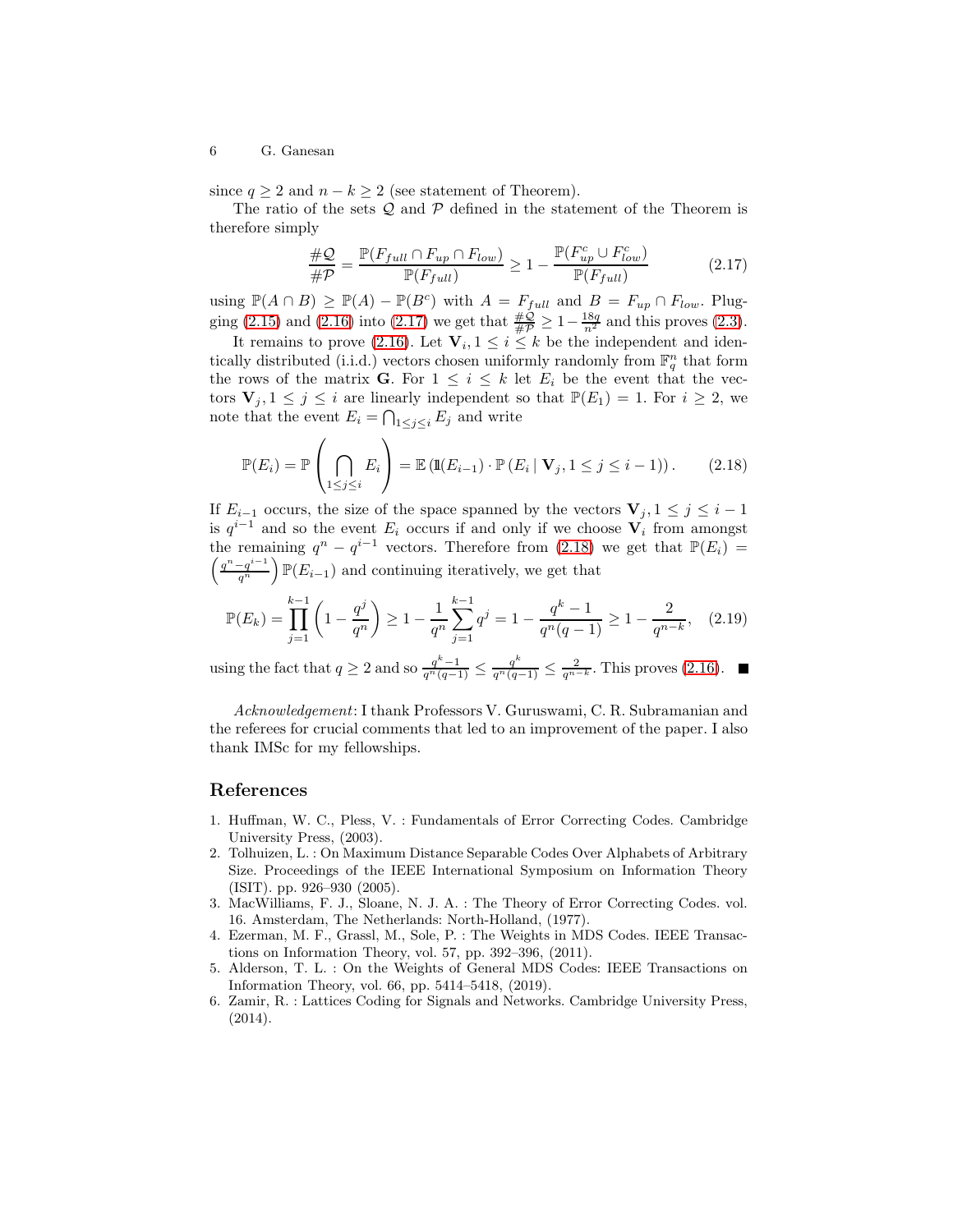since $q \geq 2$ and $n - k \geq 2$ (see statement of Theorem).

The ratio of the sets $\mathcal{Q}$ and $\mathcal{P}$ defined in the statement of the Theorem is therefore simply

$$\frac{\#\mathcal{Q}}{\#\mathcal{P}} = \frac{\mathbb{P}(F_{full} \cap F_{up} \cap F_{low})}{\mathbb{P}(F_{full})} \geq 1 - \frac{\mathbb{P}(F_{up}^c \cup F_{low}^c)}{\mathbb{P}(F_{full})} \tag{2.17}$$

using $\mathbb{P}(A \cap B) \geq \mathbb{P}(A) - \mathbb{P}(B^c)$ with $A = F_{full}$ and $B = F_{up} \cap F_{low}$. Plugging (2.15) and (2.16) into (2.17) we get that $\frac{\#\mathcal{Q}}{\#\mathcal{P}} \geq 1 - \frac{18q}{n^2}$ and this proves (2.3).

It remains to prove (2.16). Let $\mathbf{V}_i, 1 \leq i \leq k$ be the independent and identically distributed (i.i.d.) vectors chosen uniformly randomly from $\mathbb{F}_q^n$ that form the rows of the matrix $\mathbf{G}$. For $1 \leq i \leq k$ let $E_i$ be the event that the vectors $\mathbf{V}_j, 1 \leq j \leq i$ are linearly independent so that $\mathbb{P}(E_1) = 1$. For $i \geq 2$, we note that the event $E_i = \bigcap_{1 \leq j \leq i} E_j$ and write

$$\mathbb{P}(E_i) = \mathbb{P}\left(\bigcap_{1 \leq j \leq i} E_i\right) = \mathbb{E}\left(1\!\!1(E_{i-1}) \cdot \mathbb{P}\left(E_i \mid \mathbf{V}_j, 1 \leq j \leq i-1\right)\right). \tag{2.18}$$

If $E_{i-1}$ occurs, the size of the space spanned by the vectors $\mathbf{V}_j, 1 \leq j \leq i-1$ is $q^{i-1}$ and so the event $E_i$ occurs if and only if we choose $\mathbf{V}_i$ from amongst the remaining $q^n - q^{i-1}$ vectors. Therefore from (2.18) we get that $\mathbb{P}(E_i) = \left(\frac{q^n - q^{i-1}}{q^n}\right)\mathbb{P}(E_{i-1})$ and continuing iteratively, we get that

$$\mathbb{P}(E_k) = \prod_{j=1}^{k-1}\left(1 - \frac{q^j}{q^n}\right) \geq 1 - \frac{1}{q^n}\sum_{j=1}^{k-1} q^j = 1 - \frac{q^k - 1}{q^n(q-1)} \geq 1 - \frac{2}{q^{n-k}}, \tag{2.19}$$

using the fact that $q \geq 2$ and so $\frac{q^k - 1}{q^n(q-1)} \leq \frac{q^k}{q^n(q-1)} \leq \frac{2}{q^{n-k}}$. This proves (2.16). ■

*Acknowledgement*: I thank Professors V. Guruswami, C. R. Subramanian and the referees for crucial comments that led to an improvement of the paper. I also thank IMSc for my fellowships.

## References

1. Huffman, W. C., Pless, V. : Fundamentals of Error Correcting Codes. Cambridge University Press, (2003).
2. Tolhuizen, L. : On Maximum Distance Separable Codes Over Alphabets of Arbitrary Size. Proceedings of the IEEE International Symposium on Information Theory (ISIT). pp. 926–930 (2005).
3. MacWilliams, F. J., Sloane, N. J. A. : The Theory of Error Correcting Codes. vol. 16. Amsterdam, The Netherlands: North-Holland, (1977).
4. Ezerman, M. F., Grassl, M., Sole, P. : The Weights in MDS Codes. IEEE Transactions on Information Theory, vol. 57, pp. 392–396, (2011).
5. Alderson, T. L. : On the Weights of General MDS Codes: IEEE Transactions on Information Theory, vol. 66, pp. 5414–5418, (2019).
6. Zamir, R. : Lattices Coding for Signals and Networks. Cambridge University Press, (2014).